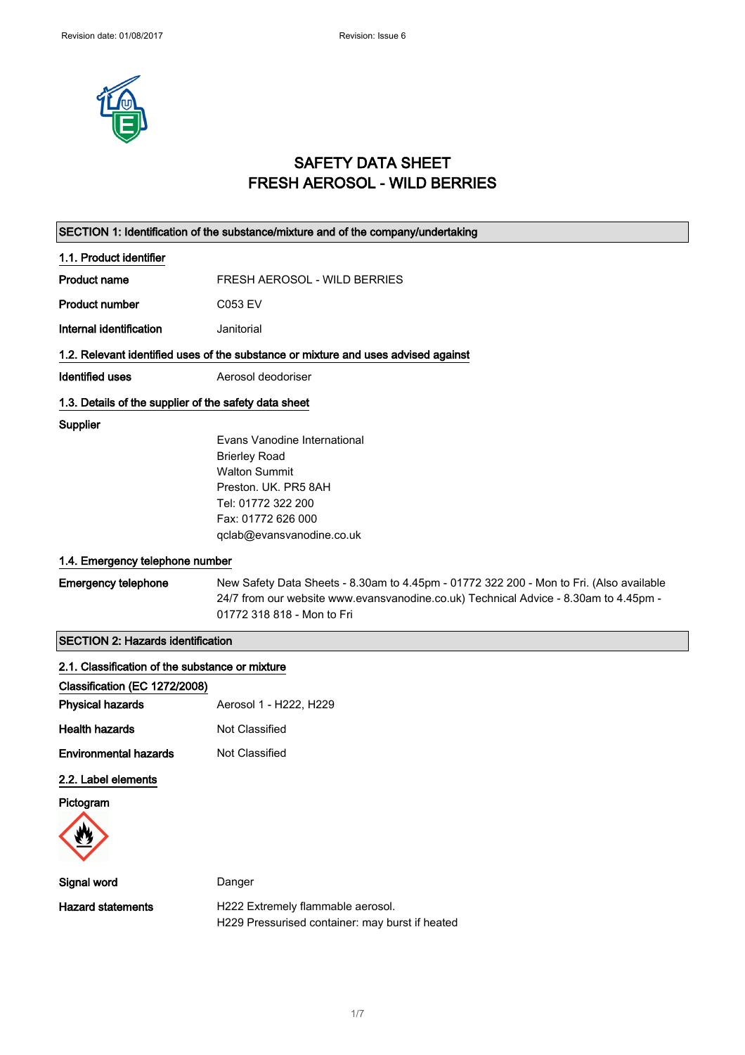# SAFETY DATA SHEET
# FRESH AEROSOL - WILD BERRIES

## SECTION 1: Identification of the substance/mixture and of the company/undertaking

### 1.1. Product identifier

**Product name** FRESH AEROSOL - WILD BERRIES

**Product number** C053 EV

**Internal identification** Janitorial

### 1.2. Relevant identified uses of the substance or mixture and uses advised against

**Identified uses** Aerosol deodoriser

### 1.3. Details of the supplier of the safety data sheet

**Supplier**

Evans Vanodine International
Brierley Road
Walton Summit
Preston. UK. PR5 8AH
Tel: 01772 322 200
Fax: 01772 626 000
qclab@evansvanodine.co.uk

### 1.4. Emergency telephone number

**Emergency telephone** New Safety Data Sheets - 8.30am to 4.45pm - 01772 322 200 - Mon to Fri. (Also available 24/7 from our website www.evansvanodine.co.uk) Technical Advice - 8.30am to 4.45pm - 01772 318 818 - Mon to Fri

## SECTION 2: Hazards identification

### 2.1. Classification of the substance or mixture

**Classification (EC 1272/2008)**

**Physical hazards** Aerosol 1 - H222, H229

**Health hazards** Not Classified

**Environmental hazards** Not Classified

### 2.2. Label elements

**Pictogram**

**Signal word** Danger

**Hazard statements** H222 Extremely flammable aerosol.
H229 Pressurised container: may burst if heated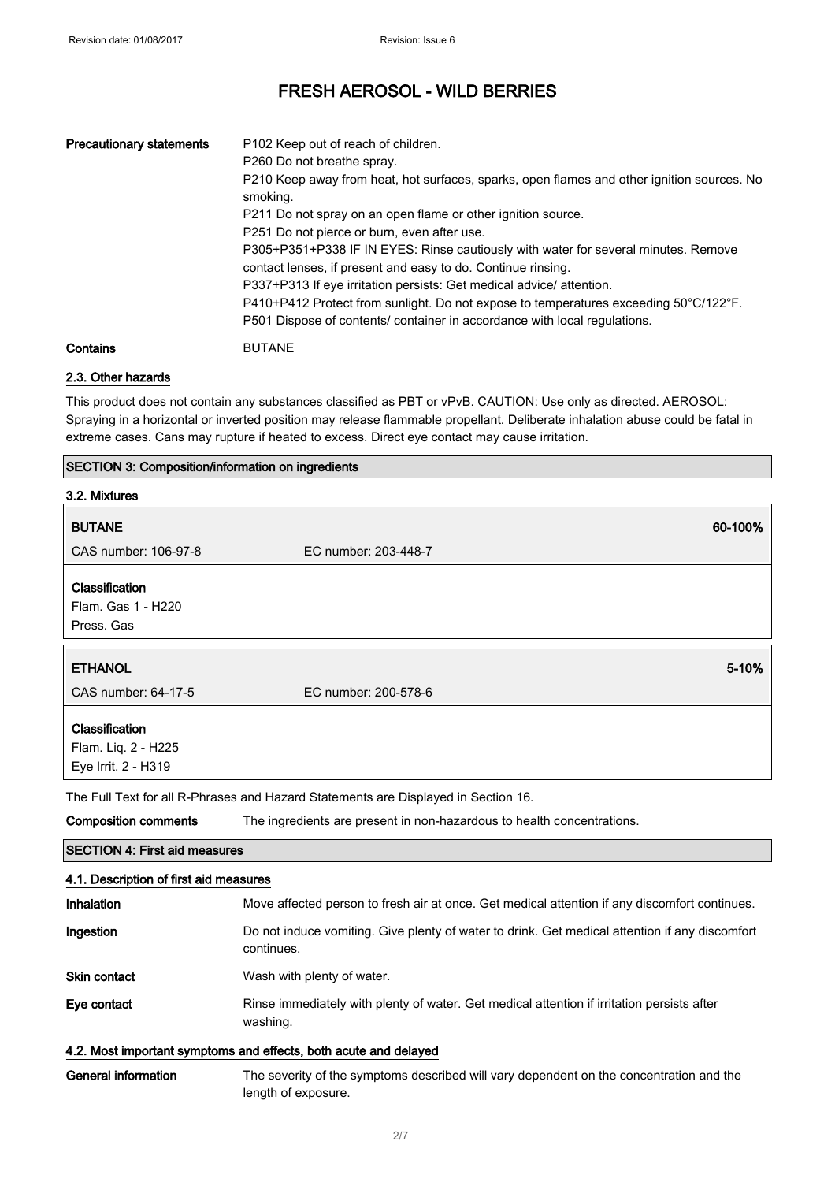| | |
|---|---|
| **Precautionary statements** | P102 Keep out of reach of children.<br>P260 Do not breathe spray.<br>P210 Keep away from heat, hot surfaces, sparks, open flames and other ignition sources. No smoking.<br>P211 Do not spray on an open flame or other ignition source.<br>P251 Do not pierce or burn, even after use.<br>P305+P351+P338 IF IN EYES: Rinse cautiously with water for several minutes. Remove contact lenses, if present and easy to do. Continue rinsing.<br>P337+P313 If eye irritation persists: Get medical advice/ attention.<br>P410+P412 Protect from sunlight. Do not expose to temperatures exceeding 50°C/122°F.<br>P501 Dispose of contents/ container in accordance with local regulations. |
| **Contains** | BUTANE |

### 2.3. Other hazards

This product does not contain any substances classified as PBT or vPvB. CAUTION: Use only as directed. AEROSOL: Spraying in a horizontal or inverted position may release flammable propellant. Deliberate inhalation abuse could be fatal in extreme cases. Cans may rupture if heated to excess. Direct eye contact may cause irritation.

## SECTION 3: Composition/information on ingredients

### 3.2. Mixtures

| **BUTANE** | | **60-100%** |
|---|---|---|
| CAS number: 106-97-8 | EC number: 203-448-7 | |
| **Classification**<br>Flam. Gas 1 - H220<br>Press. Gas | | |

| **ETHANOL** | | **5-10%** |
|---|---|---|
| CAS number: 64-17-5 | EC number: 200-578-6 | |
| **Classification**<br>Flam. Liq. 2 - H225<br>Eye Irrit. 2 - H319 | | |

The Full Text for all R-Phrases and Hazard Statements are Displayed in Section 16.

| | |
|---|---|
| **Composition comments** | The ingredients are present in non-hazardous to health concentrations. |

## SECTION 4: First aid measures

### 4.1. Description of first aid measures

| | |
|---|---|
| **Inhalation** | Move affected person to fresh air at once. Get medical attention if any discomfort continues. |
| **Ingestion** | Do not induce vomiting. Give plenty of water to drink. Get medical attention if any discomfort continues. |
| **Skin contact** | Wash with plenty of water. |
| **Eye contact** | Rinse immediately with plenty of water. Get medical attention if irritation persists after washing. |

### 4.2. Most important symptoms and effects, both acute and delayed

| | |
|---|---|
| **General information** | The severity of the symptoms described will vary dependent on the concentration and the length of exposure. |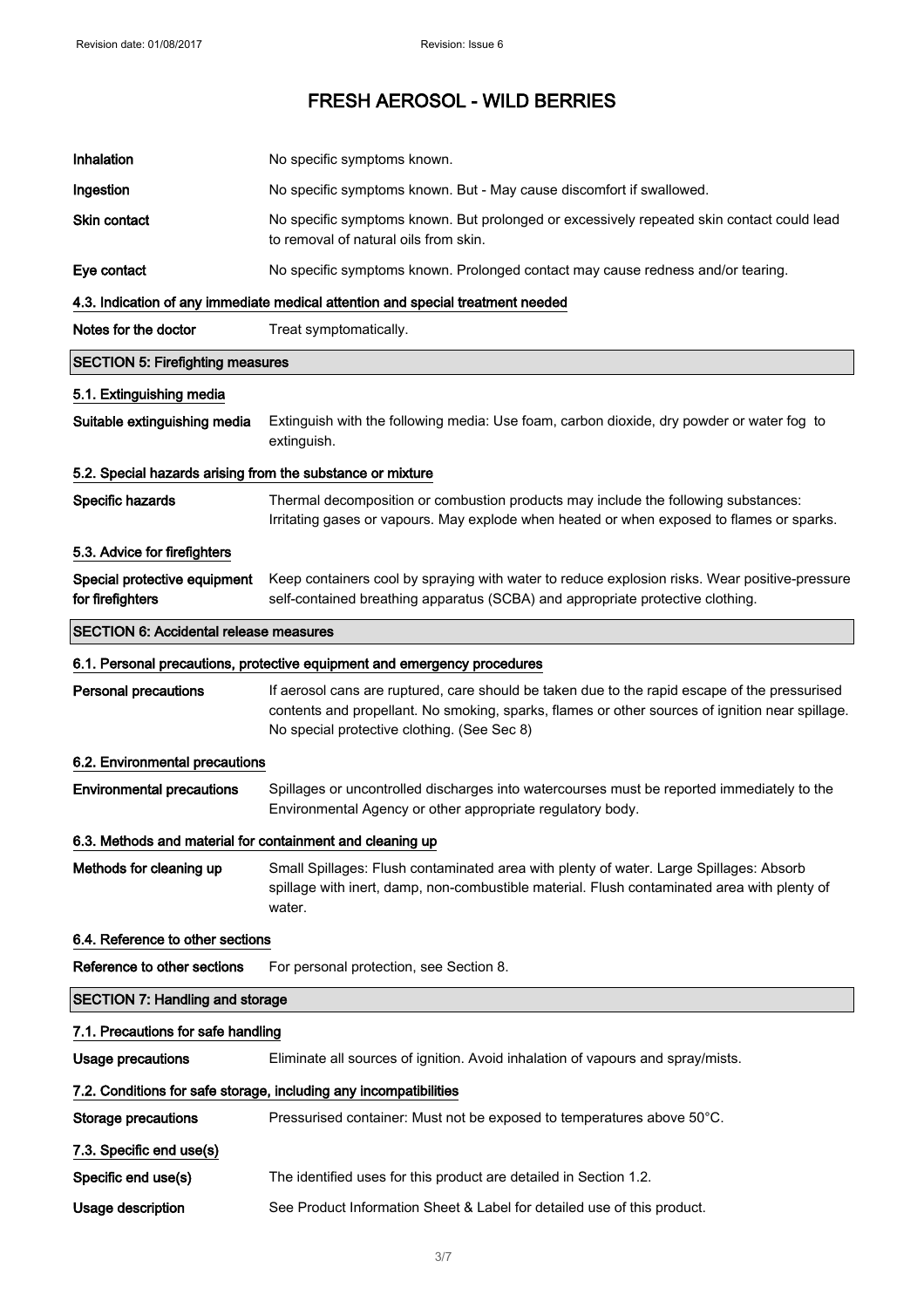| | |
|---|---|
| **Inhalation** | No specific symptoms known. |
| **Ingestion** | No specific symptoms known. But - May cause discomfort if swallowed. |
| **Skin contact** | No specific symptoms known. But prolonged or excessively repeated skin contact could lead to removal of natural oils from skin. |
| **Eye contact** | No specific symptoms known. Prolonged contact may cause redness and/or tearing. |

### 4.3. Indication of any immediate medical attention and special treatment needed

| | |
|---|---|
| **Notes for the doctor** | Treat symptomatically. |

## SECTION 5: Firefighting measures

### 5.1. Extinguishing media

| | |
|---|---|
| **Suitable extinguishing media** | Extinguish with the following media: Use foam, carbon dioxide, dry powder or water fog to extinguish. |

### 5.2. Special hazards arising from the substance or mixture

| | |
|---|---|
| **Specific hazards** | Thermal decomposition or combustion products may include the following substances: Irritating gases or vapours. May explode when heated or when exposed to flames or sparks. |

### 5.3. Advice for firefighters

| | |
|---|---|
| **Special protective equipment for firefighters** | Keep containers cool by spraying with water to reduce explosion risks. Wear positive-pressure self-contained breathing apparatus (SCBA) and appropriate protective clothing. |

## SECTION 6: Accidental release measures

### 6.1. Personal precautions, protective equipment and emergency procedures

| | |
|---|---|
| **Personal precautions** | If aerosol cans are ruptured, care should be taken due to the rapid escape of the pressurised contents and propellant. No smoking, sparks, flames or other sources of ignition near spillage. No special protective clothing. (See Sec 8) |

### 6.2. Environmental precautions

| | |
|---|---|
| **Environmental precautions** | Spillages or uncontrolled discharges into watercourses must be reported immediately to the Environmental Agency or other appropriate regulatory body. |

### 6.3. Methods and material for containment and cleaning up

| | |
|---|---|
| **Methods for cleaning up** | Small Spillages: Flush contaminated area with plenty of water. Large Spillages: Absorb spillage with inert, damp, non-combustible material. Flush contaminated area with plenty of water. |

### 6.4. Reference to other sections

| | |
|---|---|
| **Reference to other sections** | For personal protection, see Section 8. |

## SECTION 7: Handling and storage

### 7.1. Precautions for safe handling

| | |
|---|---|
| **Usage precautions** | Eliminate all sources of ignition. Avoid inhalation of vapours and spray/mists. |

### 7.2. Conditions for safe storage, including any incompatibilities

| | |
|---|---|
| **Storage precautions** | Pressurised container: Must not be exposed to temperatures above 50°C. |

### 7.3. Specific end use(s)

| | |
|---|---|
| **Specific end use(s)** | The identified uses for this product are detailed in Section 1.2. |
| **Usage description** | See Product Information Sheet & Label for detailed use of this product. |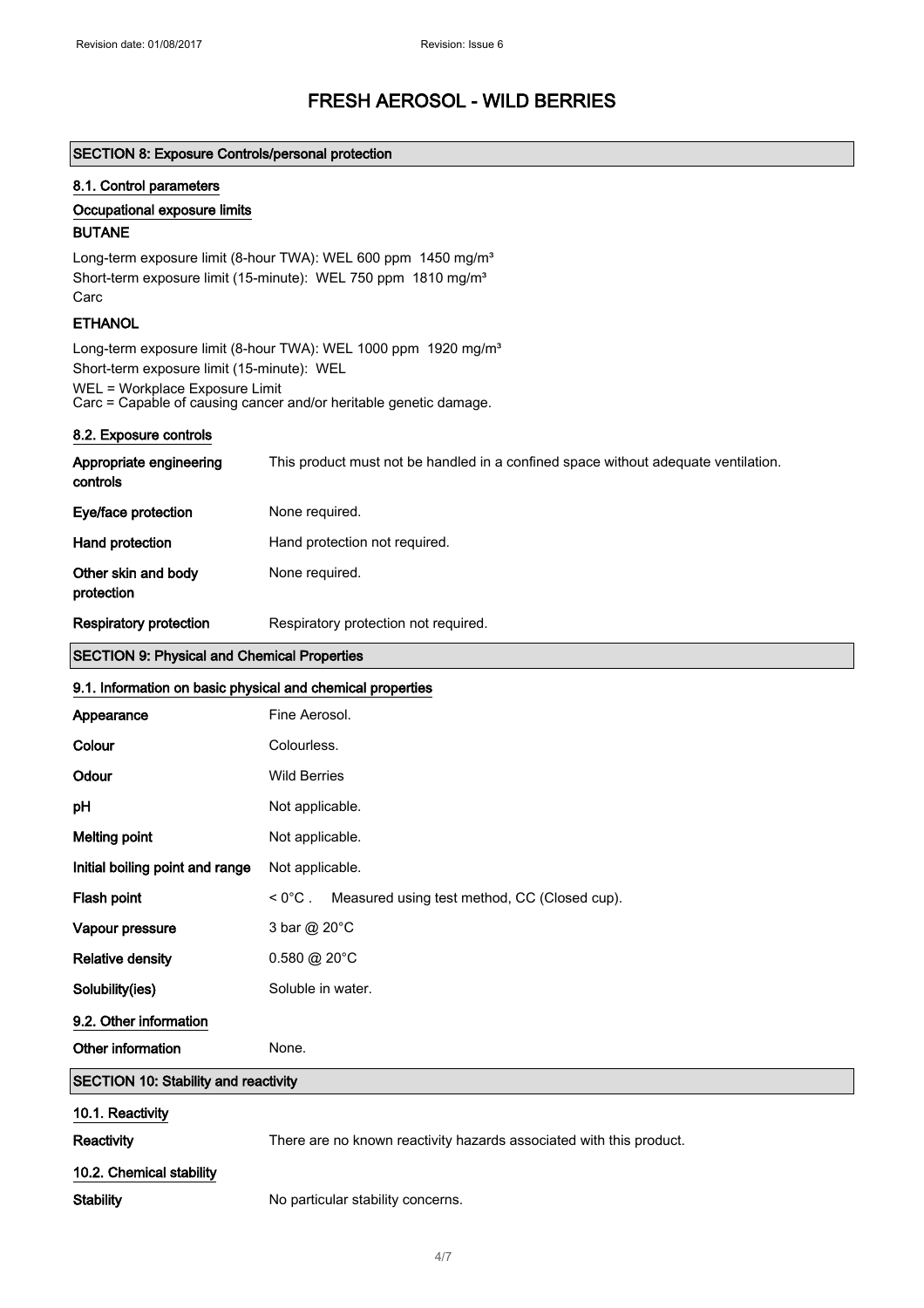# FRESH AEROSOL - WILD BERRIES

## SECTION 8: Exposure Controls/personal protection

### 8.1. Control parameters

**Occupational exposure limits**

**BUTANE**

Long-term exposure limit (8-hour TWA): WEL 600 ppm 1450 mg/m³
Short-term exposure limit (15-minute): WEL 750 ppm 1810 mg/m³
Carc

**ETHANOL**

Long-term exposure limit (8-hour TWA): WEL 1000 ppm 1920 mg/m³
Short-term exposure limit (15-minute): WEL
WEL = Workplace Exposure Limit
Carc = Capable of causing cancer and/or heritable genetic damage.

### 8.2. Exposure controls

| | |
|---|---|
| **Appropriate engineering controls** | This product must not be handled in a confined space without adequate ventilation. |
| **Eye/face protection** | None required. |
| **Hand protection** | Hand protection not required. |
| **Other skin and body protection** | None required. |
| **Respiratory protection** | Respiratory protection not required. |

## SECTION 9: Physical and Chemical Properties

### 9.1. Information on basic physical and chemical properties

| | |
|---|---|
| **Appearance** | Fine Aerosol. |
| **Colour** | Colourless. |
| **Odour** | Wild Berries |
| **pH** | Not applicable. |
| **Melting point** | Not applicable. |
| **Initial boiling point and range** | Not applicable. |
| **Flash point** | < 0°C . Measured using test method, CC (Closed cup). |
| **Vapour pressure** | 3 bar @ 20°C |
| **Relative density** | 0.580 @ 20°C |
| **Solubility(ies)** | Soluble in water. |

### 9.2. Other information

| | |
|---|---|
| **Other information** | None. |

## SECTION 10: Stability and reactivity

### 10.1. Reactivity

| | |
|---|---|
| **Reactivity** | There are no known reactivity hazards associated with this product. |

### 10.2. Chemical stability

| | |
|---|---|
| **Stability** | No particular stability concerns. |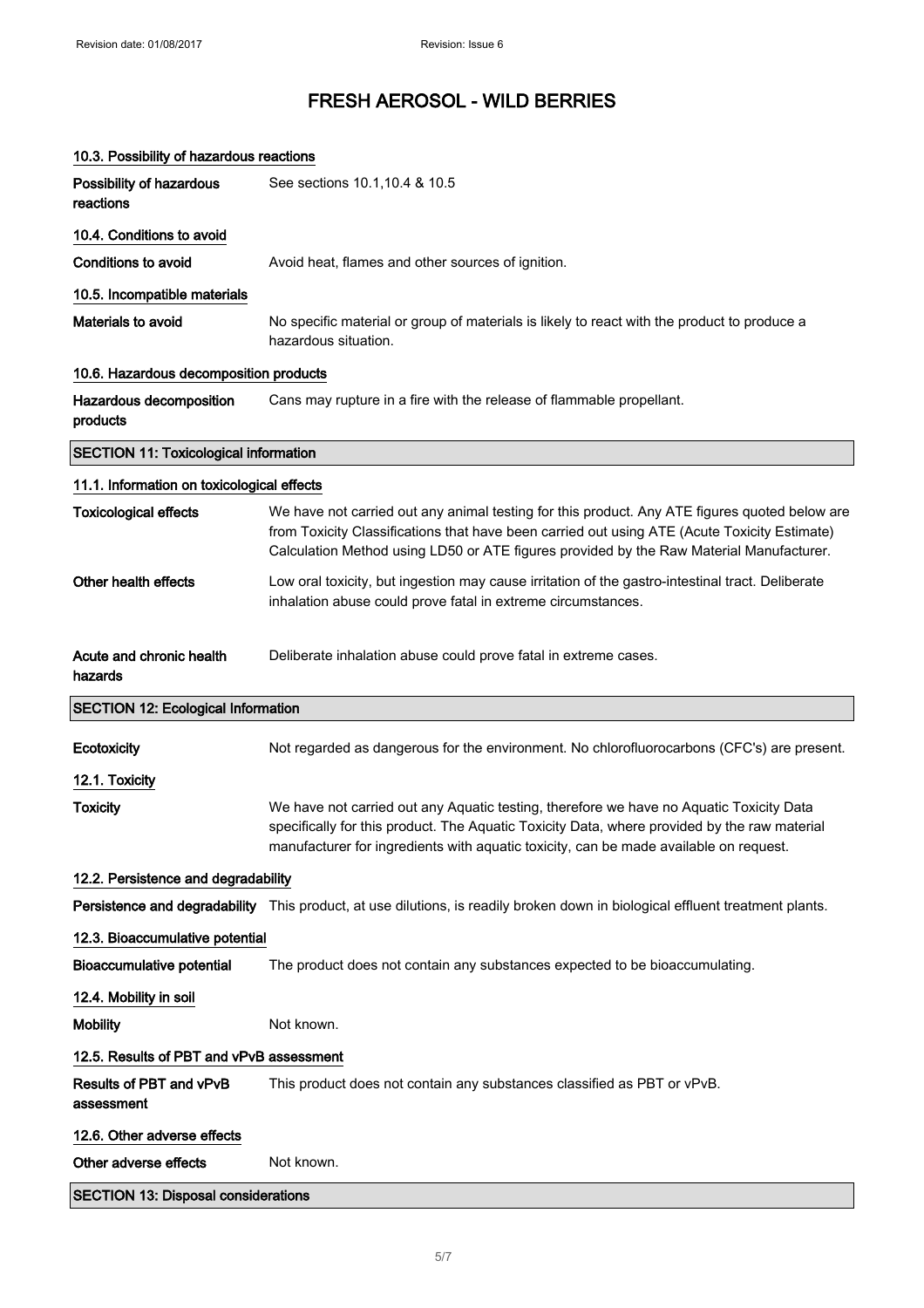# FRESH AEROSOL - WILD BERRIES

### 10.3. Possibility of hazardous reactions

**Possibility of hazardous reactions** See sections 10.1,10.4 & 10.5

### 10.4. Conditions to avoid

**Conditions to avoid** Avoid heat, flames and other sources of ignition.

### 10.5. Incompatible materials

**Materials to avoid** No specific material or group of materials is likely to react with the product to produce a hazardous situation.

### 10.6. Hazardous decomposition products

**Hazardous decomposition products** Cans may rupture in a fire with the release of flammable propellant.

## SECTION 11: Toxicological information

### 11.1. Information on toxicological effects

**Toxicological effects** We have not carried out any animal testing for this product. Any ATE figures quoted below are from Toxicity Classifications that have been carried out using ATE (Acute Toxicity Estimate) Calculation Method using LD50 or ATE figures provided by the Raw Material Manufacturer.

**Other health effects** Low oral toxicity, but ingestion may cause irritation of the gastro-intestinal tract. Deliberate inhalation abuse could prove fatal in extreme circumstances.

**Acute and chronic health hazards** Deliberate inhalation abuse could prove fatal in extreme cases.

## SECTION 12: Ecological Information

**Ecotoxicity** Not regarded as dangerous for the environment. No chlorofluorocarbons (CFC's) are present.

### 12.1. Toxicity

**Toxicity** We have not carried out any Aquatic testing, therefore we have no Aquatic Toxicity Data specifically for this product. The Aquatic Toxicity Data, where provided by the raw material manufacturer for ingredients with aquatic toxicity, can be made available on request.

### 12.2. Persistence and degradability

**Persistence and degradability** This product, at use dilutions, is readily broken down in biological effluent treatment plants.

### 12.3. Bioaccumulative potential

**Bioaccumulative potential** The product does not contain any substances expected to be bioaccumulating.

### 12.4. Mobility in soil

**Mobility** Not known.

### 12.5. Results of PBT and vPvB assessment

**Results of PBT and vPvB assessment** This product does not contain any substances classified as PBT or vPvB.

### 12.6. Other adverse effects

**Other adverse effects** Not known.

## SECTION 13: Disposal considerations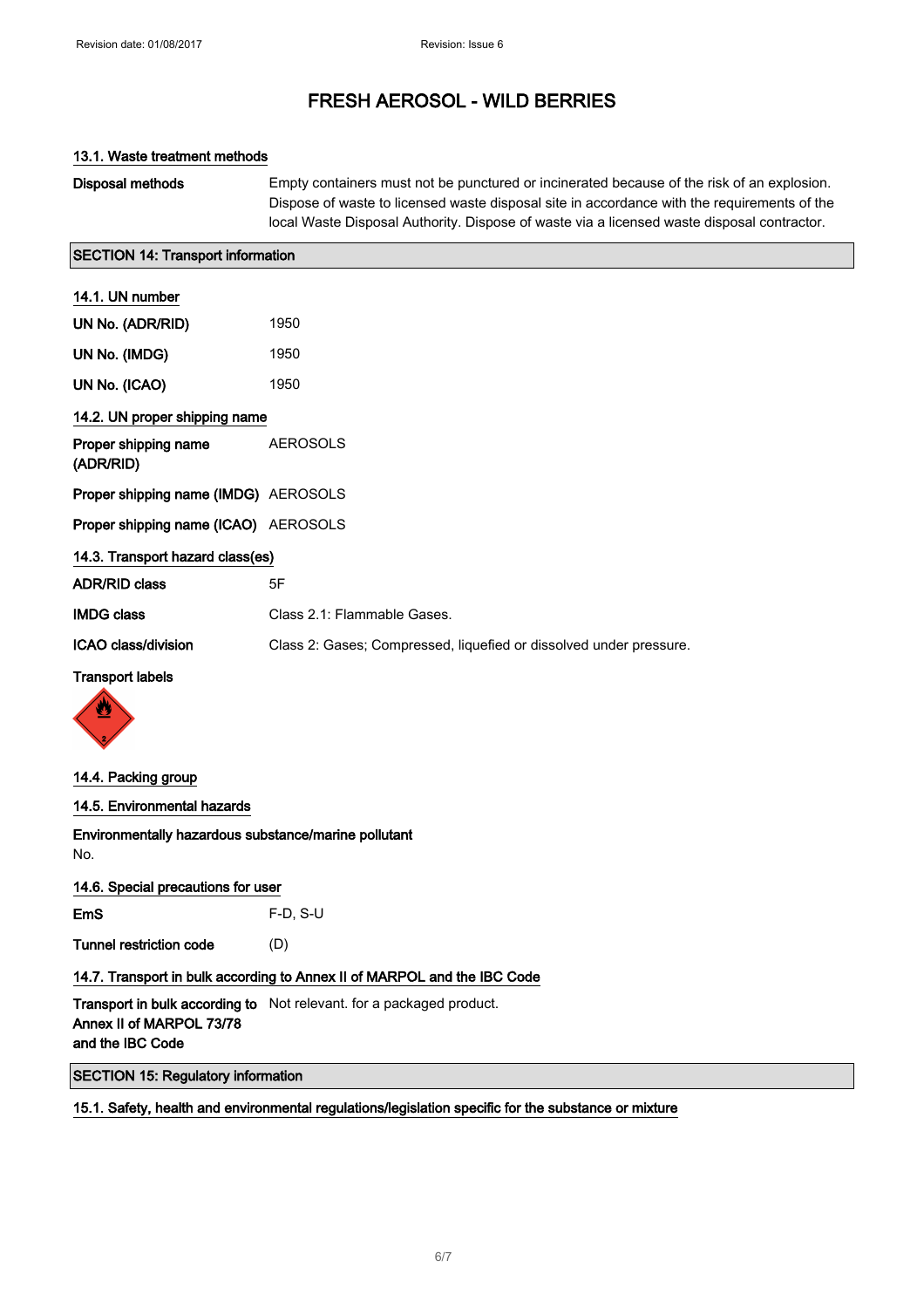# FRESH AEROSOL - WILD BERRIES

### 13.1. Waste treatment methods

**Disposal methods** Empty containers must not be punctured or incinerated because of the risk of an explosion. Dispose of waste to licensed waste disposal site in accordance with the requirements of the local Waste Disposal Authority. Dispose of waste via a licensed waste disposal contractor.

## SECTION 14: Transport information

### 14.1. UN number

| | |
|---|---|
| **UN No. (ADR/RID)** | 1950 |
| **UN No. (IMDG)** | 1950 |
| **UN No. (ICAO)** | 1950 |

### 14.2. UN proper shipping name

| | |
|---|---|
| **Proper shipping name (ADR/RID)** | AEROSOLS |
| **Proper shipping name (IMDG)** | AEROSOLS |
| **Proper shipping name (ICAO)** | AEROSOLS |

### 14.3. Transport hazard class(es)

| | |
|---|---|
| **ADR/RID class** | 5F |
| **IMDG class** | Class 2.1: Flammable Gases. |
| **ICAO class/division** | Class 2: Gases; Compressed, liquefied or dissolved under pressure. |

**Transport labels**

### 14.4. Packing group

### 14.5. Environmental hazards

**Environmentally hazardous substance/marine pollutant**
No.

### 14.6. Special precautions for user

| | |
|---|---|
| **EmS** | F-D, S-U |
| **Tunnel restriction code** | (D) |

### 14.7. Transport in bulk according to Annex II of MARPOL and the IBC Code

**Transport in bulk according to Annex II of MARPOL 73/78 and the IBC Code** Not relevant. for a packaged product.

## SECTION 15: Regulatory information

### 15.1. Safety, health and environmental regulations/legislation specific for the substance or mixture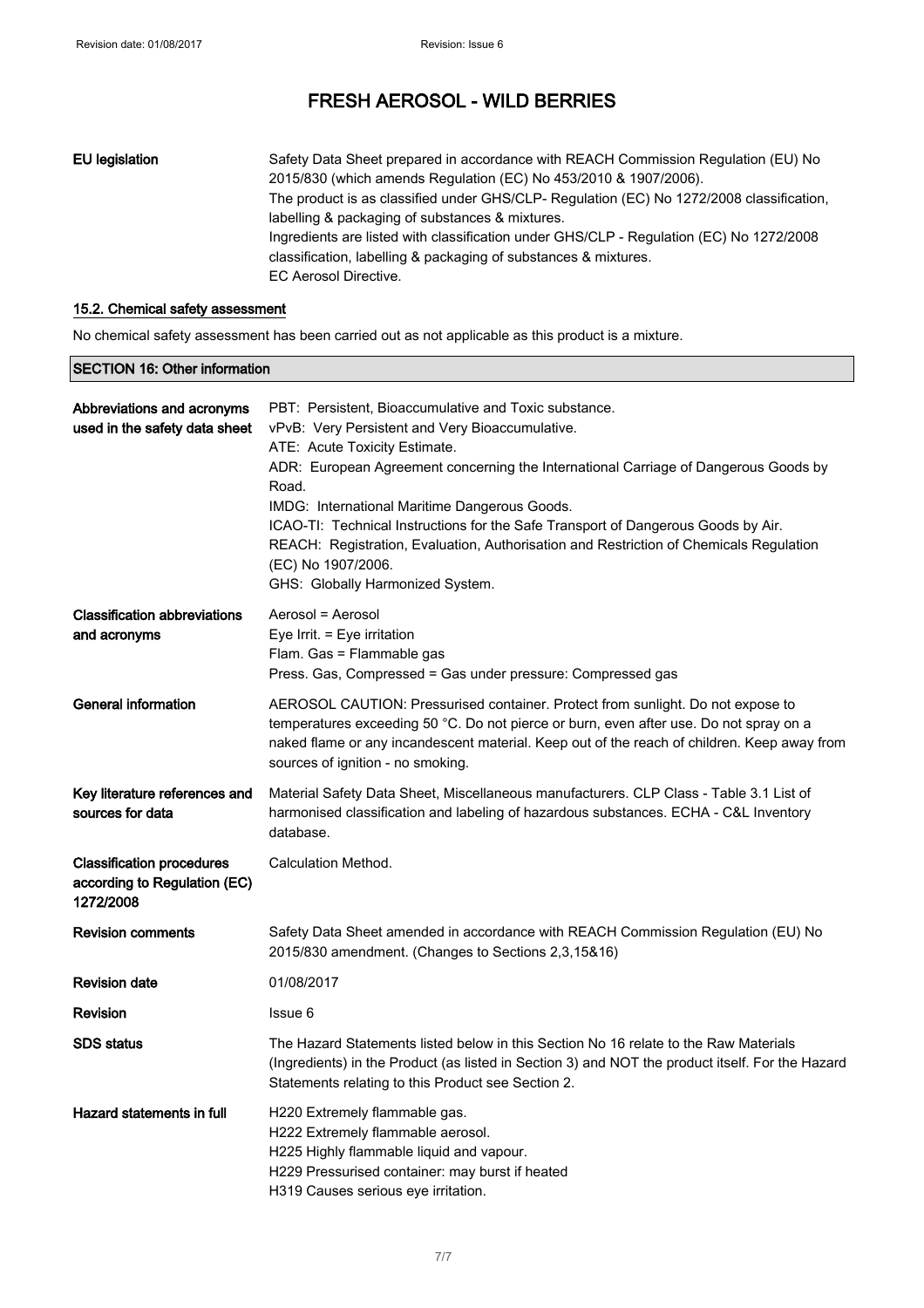| | |
|---|---|
| **EU legislation** | Safety Data Sheet prepared in accordance with REACH Commission Regulation (EU) No 2015/830 (which amends Regulation (EC) No 453/2010 & 1907/2006). The product is as classified under GHS/CLP- Regulation (EC) No 1272/2008 classification, labelling & packaging of substances & mixtures. Ingredients are listed with classification under GHS/CLP - Regulation (EC) No 1272/2008 classification, labelling & packaging of substances & mixtures. EC Aerosol Directive. |

### 15.2. Chemical safety assessment

No chemical safety assessment has been carried out as not applicable as this product is a mixture.

## SECTION 16: Other information

| | |
|---|---|
| **Abbreviations and acronyms used in the safety data sheet** | PBT: Persistent, Bioaccumulative and Toxic substance.<br>vPvB: Very Persistent and Very Bioaccumulative.<br>ATE: Acute Toxicity Estimate.<br>ADR: European Agreement concerning the International Carriage of Dangerous Goods by Road.<br>IMDG: International Maritime Dangerous Goods.<br>ICAO-TI: Technical Instructions for the Safe Transport of Dangerous Goods by Air.<br>REACH: Registration, Evaluation, Authorisation and Restriction of Chemicals Regulation (EC) No 1907/2006.<br>GHS: Globally Harmonized System. |
| **Classification abbreviations and acronyms** | Aerosol = Aerosol<br>Eye Irrit. = Eye irritation<br>Flam. Gas = Flammable gas<br>Press. Gas, Compressed = Gas under pressure: Compressed gas |
| **General information** | AEROSOL CAUTION: Pressurised container. Protect from sunlight. Do not expose to temperatures exceeding 50 °C. Do not pierce or burn, even after use. Do not spray on a naked flame or any incandescent material. Keep out of the reach of children. Keep away from sources of ignition - no smoking. |
| **Key literature references and sources for data** | Material Safety Data Sheet, Miscellaneous manufacturers. CLP Class - Table 3.1 List of harmonised classification and labeling of hazardous substances. ECHA - C&L Inventory database. |
| **Classification procedures according to Regulation (EC) 1272/2008** | Calculation Method. |
| **Revision comments** | Safety Data Sheet amended in accordance with REACH Commission Regulation (EU) No 2015/830 amendment. (Changes to Sections 2,3,15&16) |
| **Revision date** | 01/08/2017 |
| **Revision** | Issue 6 |
| **SDS status** | The Hazard Statements listed below in this Section No 16 relate to the Raw Materials (Ingredients) in the Product (as listed in Section 3) and NOT the product itself. For the Hazard Statements relating to this Product see Section 2. |
| **Hazard statements in full** | H220 Extremely flammable gas.<br>H222 Extremely flammable aerosol.<br>H225 Highly flammable liquid and vapour.<br>H229 Pressurised container: may burst if heated<br>H319 Causes serious eye irritation. |